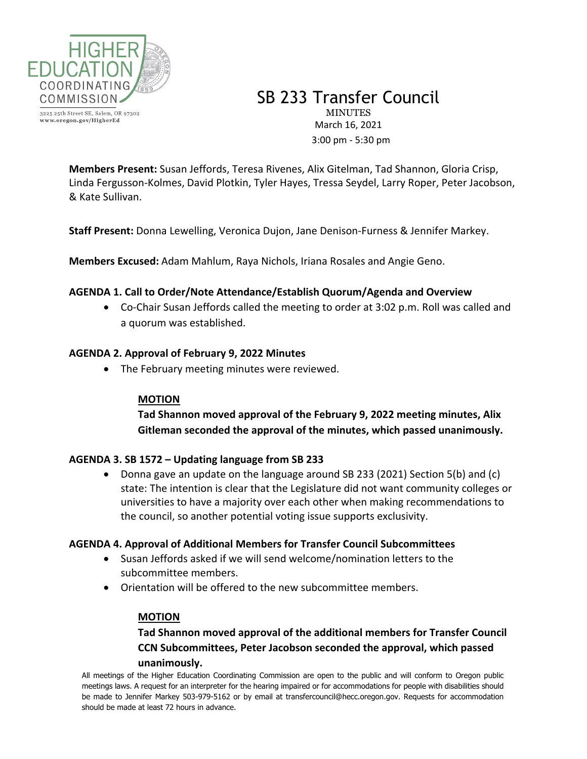HIGHER EDUCATION COORDINATING COMMISSION

3225 25th Street SE, Salem, OR 97302
www.oregon.gov/HigherEd

# SB 233 Transfer Council

MINUTES
March 16, 2021
3:00 pm - 5:30 pm

**Members Present:** Susan Jeffords, Teresa Rivenes, Alix Gitelman, Tad Shannon, Gloria Crisp, Linda Fergusson-Kolmes, David Plotkin, Tyler Hayes, Tressa Seydel, Larry Roper, Peter Jacobson, & Kate Sullivan.

**Staff Present:** Donna Lewelling, Veronica Dujon, Jane Denison-Furness & Jennifer Markey.

**Members Excused:** Adam Mahlum, Raya Nichols, Iriana Rosales and Angie Geno.

### AGENDA 1. Call to Order/Note Attendance/Establish Quorum/Agenda and Overview

- Co-Chair Susan Jeffords called the meeting to order at 3:02 p.m. Roll was called and a quorum was established.

### AGENDA 2. Approval of February 9, 2022 Minutes

- The February meeting minutes were reviewed.

**MOTION**

**Tad Shannon moved approval of the February 9, 2022 meeting minutes, Alix Gitleman seconded the approval of the minutes, which passed unanimously.**

### AGENDA 3. SB 1572 – Updating language from SB 233

- Donna gave an update on the language around SB 233 (2021) Section 5(b) and (c) state: The intention is clear that the Legislature did not want community colleges or universities to have a majority over each other when making recommendations to the council, so another potential voting issue supports exclusivity.

### AGENDA 4. Approval of Additional Members for Transfer Council Subcommittees

- Susan Jeffords asked if we will send welcome/nomination letters to the subcommittee members.
- Orientation will be offered to the new subcommittee members.

**MOTION**

**Tad Shannon moved approval of the additional members for Transfer Council CCN Subcommittees, Peter Jacobson seconded the approval, which passed unanimously.**

All meetings of the Higher Education Coordinating Commission are open to the public and will conform to Oregon public meetings laws. A request for an interpreter for the hearing impaired or for accommodations for people with disabilities should be made to Jennifer Markey 503-979-5162 or by email at transfercouncil@hecc.oregon.gov. Requests for accommodation should be made at least 72 hours in advance.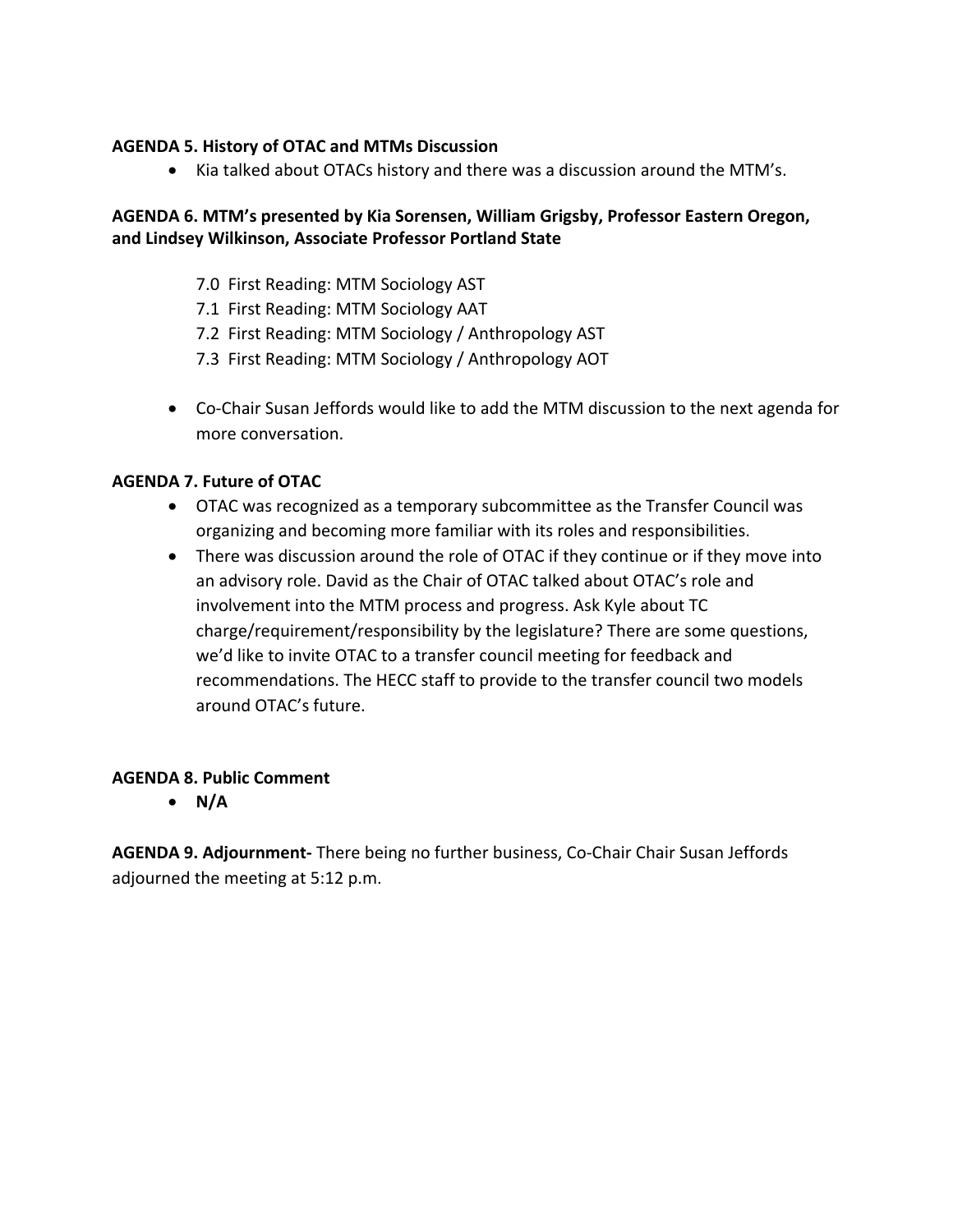**AGENDA 5. History of OTAC and MTMs Discussion**

- Kia talked about OTACs history and there was a discussion around the MTM's.

**AGENDA 6. MTM's presented by Kia Sorensen, William Grigsby, Professor Eastern Oregon, and Lindsey Wilkinson, Associate Professor Portland State**

7.0 First Reading: MTM Sociology AST
7.1 First Reading: MTM Sociology AAT
7.2 First Reading: MTM Sociology / Anthropology AST
7.3 First Reading: MTM Sociology / Anthropology AOT

- Co-Chair Susan Jeffords would like to add the MTM discussion to the next agenda for more conversation.

**AGENDA 7. Future of OTAC**

- OTAC was recognized as a temporary subcommittee as the Transfer Council was organizing and becoming more familiar with its roles and responsibilities.
- There was discussion around the role of OTAC if they continue or if they move into an advisory role. David as the Chair of OTAC talked about OTAC's role and involvement into the MTM process and progress. Ask Kyle about TC charge/requirement/responsibility by the legislature? There are some questions, we'd like to invite OTAC to a transfer council meeting for feedback and recommendations. The HECC staff to provide to the transfer council two models around OTAC's future.

**AGENDA 8. Public Comment**

- **N/A**

**AGENDA 9. Adjournment-** There being no further business, Co-Chair Chair Susan Jeffords adjourned the meeting at 5:12 p.m.